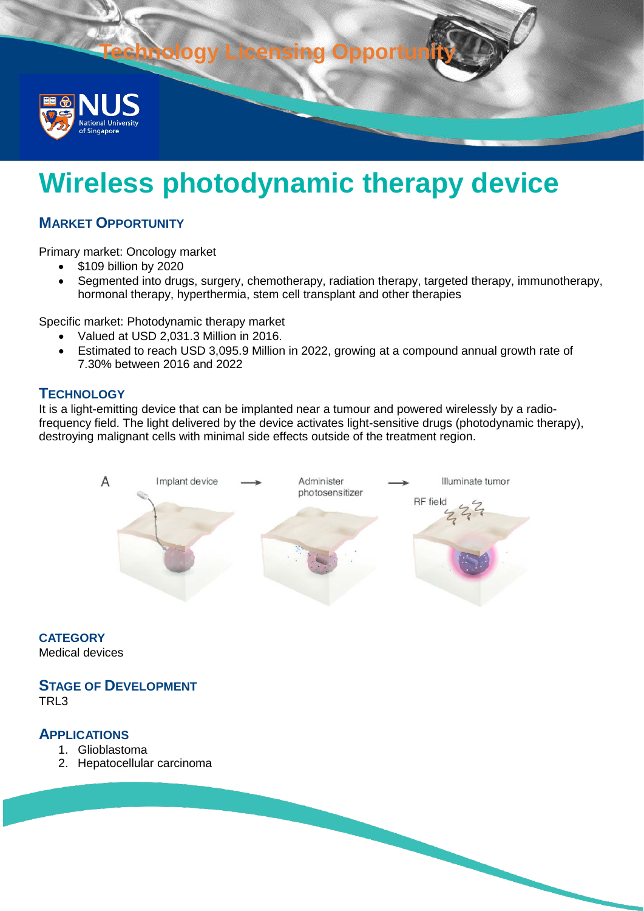Technology Licensing Opportunity

# Wireless photodynamic therapy device

## Market Opportunity

Primary market: Oncology market

- $109 billion by 2020
- Segmented into drugs, surgery, chemotherapy, radiation therapy, targeted therapy, immunotherapy, hormonal therapy, hyperthermia, stem cell transplant and other therapies

Specific market: Photodynamic therapy market

- Valued at USD 2,031.3 Million in 2016.
- Estimated to reach USD 3,095.9 Million in 2022, growing at a compound annual growth rate of 7.30% between 2016 and 2022

## Technology

It is a light-emitting device that can be implanted near a tumour and powered wirelessly by a radio-frequency field. The light delivered by the device activates light-sensitive drugs (photodynamic therapy), destroying malignant cells with minimal side effects outside of the treatment region.

## Category

Medical devices

## Stage of Development

TRL3

## Applications

1. Glioblastoma
2. Hepatocellular carcinoma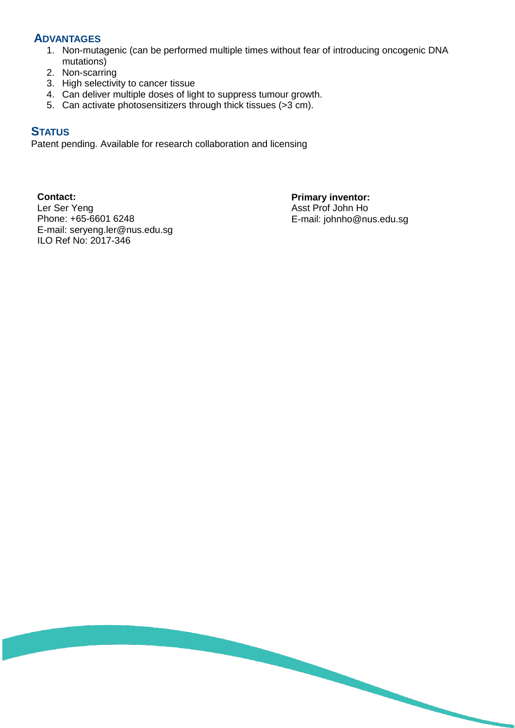## Advantages

1. Non-mutagenic (can be performed multiple times without fear of introducing oncogenic DNA mutations)
2. Non-scarring
3. High selectivity to cancer tissue
4. Can deliver multiple doses of light to suppress tumour growth.
5. Can activate photosensitizers through thick tissues (>3 cm).

## Status

Patent pending. Available for research collaboration and licensing

**Contact:**
Ler Ser Yeng
Phone: +65-6601 6248
E-mail: seryeng.ler@nus.edu.sg
ILO Ref No: 2017-346

**Primary inventor:**
Asst Prof John Ho
E-mail: johnho@nus.edu.sg